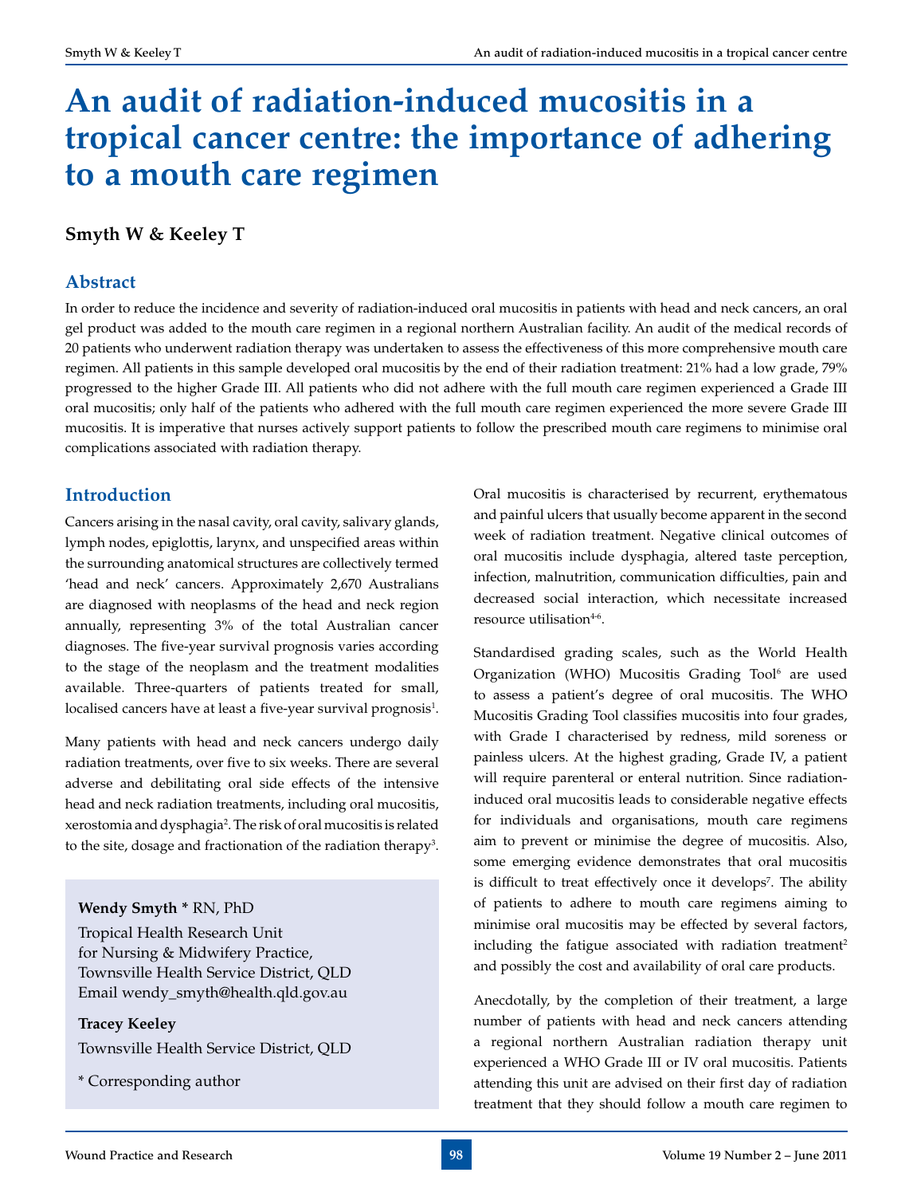# An audit of radiation-induced mucositis in a tropical cancer centre: the importance of adhering to a mouth care regimen

**Smyth W & Keeley T**

## Abstract

In order to reduce the incidence and severity of radiation-induced oral mucositis in patients with head and neck cancers, an oral gel product was added to the mouth care regimen in a regional northern Australian facility. An audit of the medical records of 20 patients who underwent radiation therapy was undertaken to assess the effectiveness of this more comprehensive mouth care regimen. All patients in this sample developed oral mucositis by the end of their radiation treatment: 21% had a low grade, 79% progressed to the higher Grade III. All patients who did not adhere with the full mouth care regimen experienced a Grade III oral mucositis; only half of the patients who adhered with the full mouth care regimen experienced the more severe Grade III mucositis. It is imperative that nurses actively support patients to follow the prescribed mouth care regimens to minimise oral complications associated with radiation therapy.

## Introduction

Cancers arising in the nasal cavity, oral cavity, salivary glands, lymph nodes, epiglottis, larynx, and unspecified areas within the surrounding anatomical structures are collectively termed 'head and neck' cancers. Approximately 2,670 Australians are diagnosed with neoplasms of the head and neck region annually, representing 3% of the total Australian cancer diagnoses. The five-year survival prognosis varies according to the stage of the neoplasm and the treatment modalities available. Three-quarters of patients treated for small, localised cancers have at least a five-year survival prognosis[1].

Many patients with head and neck cancers undergo daily radiation treatments, over five to six weeks. There are several adverse and debilitating oral side effects of the intensive head and neck radiation treatments, including oral mucositis, xerostomia and dysphagia[2]. The risk of oral mucositis is related to the site, dosage and fractionation of the radiation therapy[3].

**Wendy Smyth** * RN, PhD
Tropical Health Research Unit for Nursing & Midwifery Practice,
Townsville Health Service District, QLD
Email wendy_smyth@health.qld.gov.au

**Tracey Keeley**
Townsville Health Service District, QLD

* Corresponding author

Oral mucositis is characterised by recurrent, erythematous and painful ulcers that usually become apparent in the second week of radiation treatment. Negative clinical outcomes of oral mucositis include dysphagia, altered taste perception, infection, malnutrition, communication difficulties, pain and decreased social interaction, which necessitate increased resource utilisation[4-6].

Standardised grading scales, such as the World Health Organization (WHO) Mucositis Grading Tool[6] are used to assess a patient's degree of oral mucositis. The WHO Mucositis Grading Tool classifies mucositis into four grades, with Grade I characterised by redness, mild soreness or painless ulcers. At the highest grading, Grade IV, a patient will require parenteral or enteral nutrition. Since radiation-induced oral mucositis leads to considerable negative effects for individuals and organisations, mouth care regimens aim to prevent or minimise the degree of mucositis. Also, some emerging evidence demonstrates that oral mucositis is difficult to treat effectively once it develops[7]. The ability of patients to adhere to mouth care regimens aiming to minimise oral mucositis may be effected by several factors, including the fatigue associated with radiation treatment[2] and possibly the cost and availability of oral care products.

Anecdotally, by the completion of their treatment, a large number of patients with head and neck cancers attending a regional northern Australian radiation therapy unit experienced a WHO Grade III or IV oral mucositis. Patients attending this unit are advised on their first day of radiation treatment that they should follow a mouth care regimen to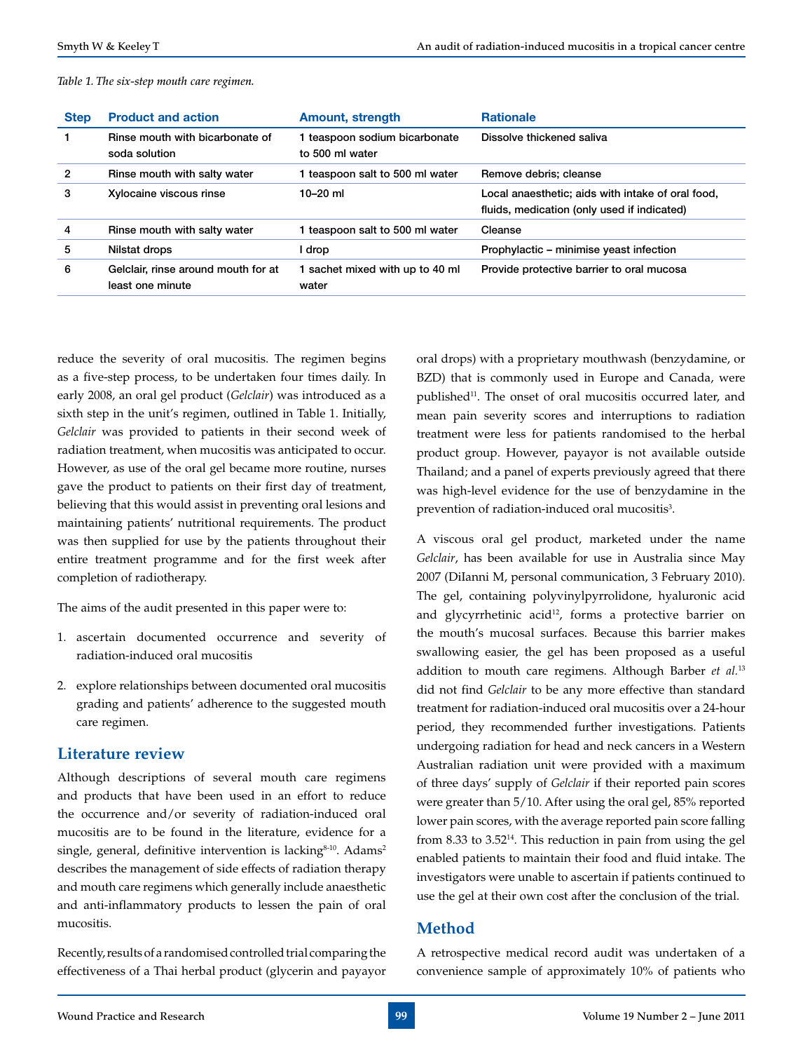*Table 1. The six-step mouth care regimen.*

| Step | Product and action | Amount, strength | Rationale |
|---|---|---|---|
| 1 | Rinse mouth with bicarbonate of soda solution | 1 teaspoon sodium bicarbonate to 500 ml water | Dissolve thickened saliva |
| 2 | Rinse mouth with salty water | 1 teaspoon salt to 500 ml water | Remove debris; cleanse |
| 3 | Xylocaine viscous rinse | 10–20 ml | Local anaesthetic; aids with intake of oral food, fluids, medication (only used if indicated) |
| 4 | Rinse mouth with salty water | 1 teaspoon salt to 500 ml water | Cleanse |
| 5 | Nilstat drops | I drop | Prophylactic – minimise yeast infection |
| 6 | Gelclair, rinse around mouth for at least one minute | 1 sachet mixed with up to 40 ml water | Provide protective barrier to oral mucosa |

reduce the severity of oral mucositis. The regimen begins as a five-step process, to be undertaken four times daily. In early 2008, an oral gel product (*Gelclair*) was introduced as a sixth step in the unit's regimen, outlined in Table 1. Initially, *Gelclair* was provided to patients in their second week of radiation treatment, when mucositis was anticipated to occur. However, as use of the oral gel became more routine, nurses gave the product to patients on their first day of treatment, believing that this would assist in preventing oral lesions and maintaining patients' nutritional requirements. The product was then supplied for use by the patients throughout their entire treatment programme and for the first week after completion of radiotherapy.

The aims of the audit presented in this paper were to:

1. ascertain documented occurrence and severity of radiation-induced oral mucositis
2. explore relationships between documented oral mucositis grading and patients' adherence to the suggested mouth care regimen.

## Literature review

Although descriptions of several mouth care regimens and products that have been used in an effort to reduce the occurrence and/or severity of radiation-induced oral mucositis are to be found in the literature, evidence for a single, general, definitive intervention is lacking[8-10]. Adams[2] describes the management of side effects of radiation therapy and mouth care regimens which generally include anaesthetic and anti-inflammatory products to lessen the pain of oral mucositis.

Recently, results of a randomised controlled trial comparing the effectiveness of a Thai herbal product (glycerin and payayor oral drops) with a proprietary mouthwash (benzydamine, or BZD) that is commonly used in Europe and Canada, were published[11]. The onset of oral mucositis occurred later, and mean pain severity scores and interruptions to radiation treatment were less for patients randomised to the herbal product group. However, payayor is not available outside Thailand; and a panel of experts previously agreed that there was high-level evidence for the use of benzydamine in the prevention of radiation-induced oral mucositis[3].

A viscous oral gel product, marketed under the name *Gelclair*, has been available for use in Australia since May 2007 (DiIanni M, personal communication, 3 February 2010). The gel, containing polyvinylpyrrolidone, hyaluronic acid and glycyrrhetinic acid[12], forms a protective barrier on the mouth's mucosal surfaces. Because this barrier makes swallowing easier, the gel has been proposed as a useful addition to mouth care regimens. Although Barber *et al.*[13] did not find *Gelclair* to be any more effective than standard treatment for radiation-induced oral mucositis over a 24-hour period, they recommended further investigations. Patients undergoing radiation for head and neck cancers in a Western Australian radiation unit were provided with a maximum of three days' supply of *Gelclair* if their reported pain scores were greater than 5/10. After using the oral gel, 85% reported lower pain scores, with the average reported pain score falling from 8.33 to 3.52[14]. This reduction in pain from using the gel enabled patients to maintain their food and fluid intake. The investigators were unable to ascertain if patients continued to use the gel at their own cost after the conclusion of the trial.

## Method

A retrospective medical record audit was undertaken of a convenience sample of approximately 10% of patients who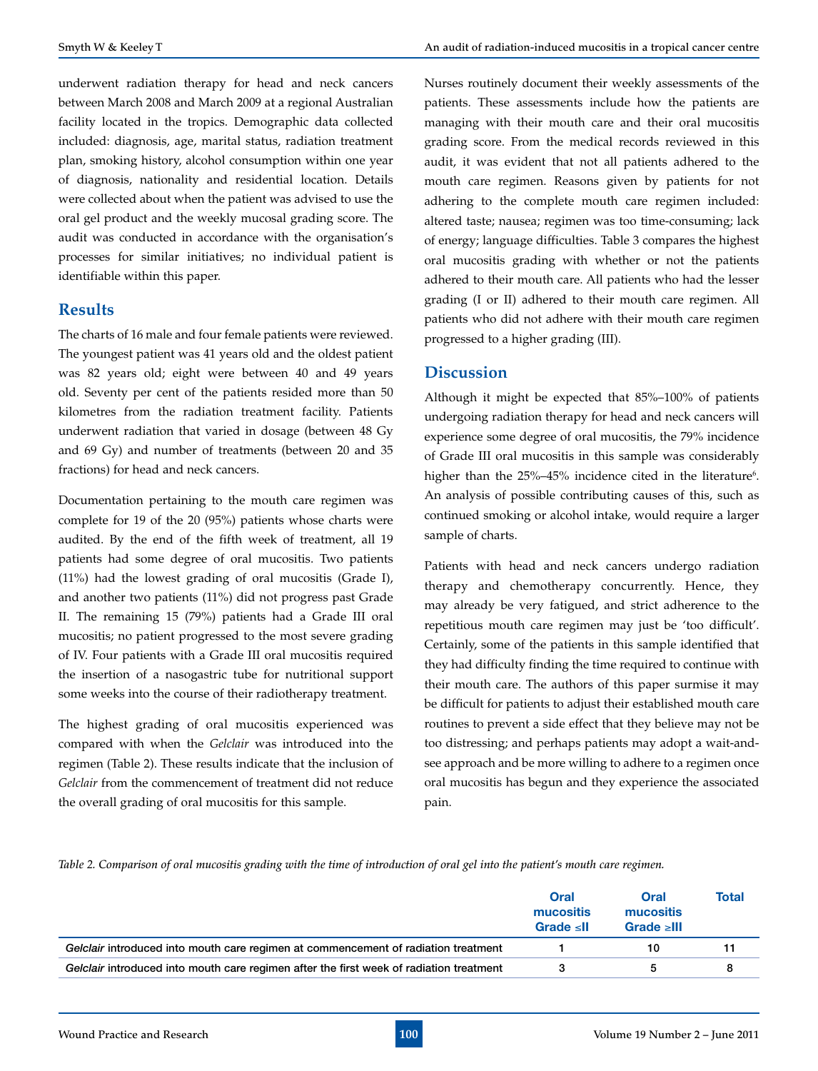underwent radiation therapy for head and neck cancers between March 2008 and March 2009 at a regional Australian facility located in the tropics. Demographic data collected included: diagnosis, age, marital status, radiation treatment plan, smoking history, alcohol consumption within one year of diagnosis, nationality and residential location. Details were collected about when the patient was advised to use the oral gel product and the weekly mucosal grading score. The audit was conducted in accordance with the organisation's processes for similar initiatives; no individual patient is identifiable within this paper.

## Results

The charts of 16 male and four female patients were reviewed. The youngest patient was 41 years old and the oldest patient was 82 years old; eight were between 40 and 49 years old. Seventy per cent of the patients resided more than 50 kilometres from the radiation treatment facility. Patients underwent radiation that varied in dosage (between 48 Gy and 69 Gy) and number of treatments (between 20 and 35 fractions) for head and neck cancers.

Documentation pertaining to the mouth care regimen was complete for 19 of the 20 (95%) patients whose charts were audited. By the end of the fifth week of treatment, all 19 patients had some degree of oral mucositis. Two patients (11%) had the lowest grading of oral mucositis (Grade I), and another two patients (11%) did not progress past Grade II. The remaining 15 (79%) patients had a Grade III oral mucositis; no patient progressed to the most severe grading of IV. Four patients with a Grade III oral mucositis required the insertion of a nasogastric tube for nutritional support some weeks into the course of their radiotherapy treatment.

The highest grading of oral mucositis experienced was compared with when the *Gelclair* was introduced into the regimen (Table 2). These results indicate that the inclusion of *Gelclair* from the commencement of treatment did not reduce the overall grading of oral mucositis for this sample.

Nurses routinely document their weekly assessments of the patients. These assessments include how the patients are managing with their mouth care and their oral mucositis grading score. From the medical records reviewed in this audit, it was evident that not all patients adhered to the mouth care regimen. Reasons given by patients for not adhering to the complete mouth care regimen included: altered taste; nausea; regimen was too time-consuming; lack of energy; language difficulties. Table 3 compares the highest oral mucositis grading with whether or not the patients adhered to their mouth care. All patients who had the lesser grading (I or II) adhered to their mouth care regimen. All patients who did not adhere with their mouth care regimen progressed to a higher grading (III).

## Discussion

Although it might be expected that 85%–100% of patients undergoing radiation therapy for head and neck cancers will experience some degree of oral mucositis, the 79% incidence of Grade III oral mucositis in this sample was considerably higher than the 25%–45% incidence cited in the literature[6]. An analysis of possible contributing causes of this, such as continued smoking or alcohol intake, would require a larger sample of charts.

Patients with head and neck cancers undergo radiation therapy and chemotherapy concurrently. Hence, they may already be very fatigued, and strict adherence to the repetitive mouth care regimen may just be 'too difficult'. Certainly, some of the patients in this sample identified that they had difficulty finding the time required to continue with their mouth care. The authors of this paper surmise it may be difficult for patients to adjust their established mouth care routines to prevent a side effect that they believe may not be too distressing; and perhaps patients may adopt a wait-and-see approach and be more willing to adhere to a regimen once oral mucositis has begun and they experience the associated pain.

*Table 2. Comparison of oral mucositis grading with the time of introduction of oral gel into the patient's mouth care regimen.*

| | Oral mucositis Grade ≤II | Oral mucositis Grade ≥III | Total |
|---|---|---|---|
| *Gelclair* introduced into mouth care regimen at commencement of radiation treatment | 1 | 10 | 11 |
| *Gelclair* introduced into mouth care regimen after the first week of radiation treatment | 3 | 5 | 8 |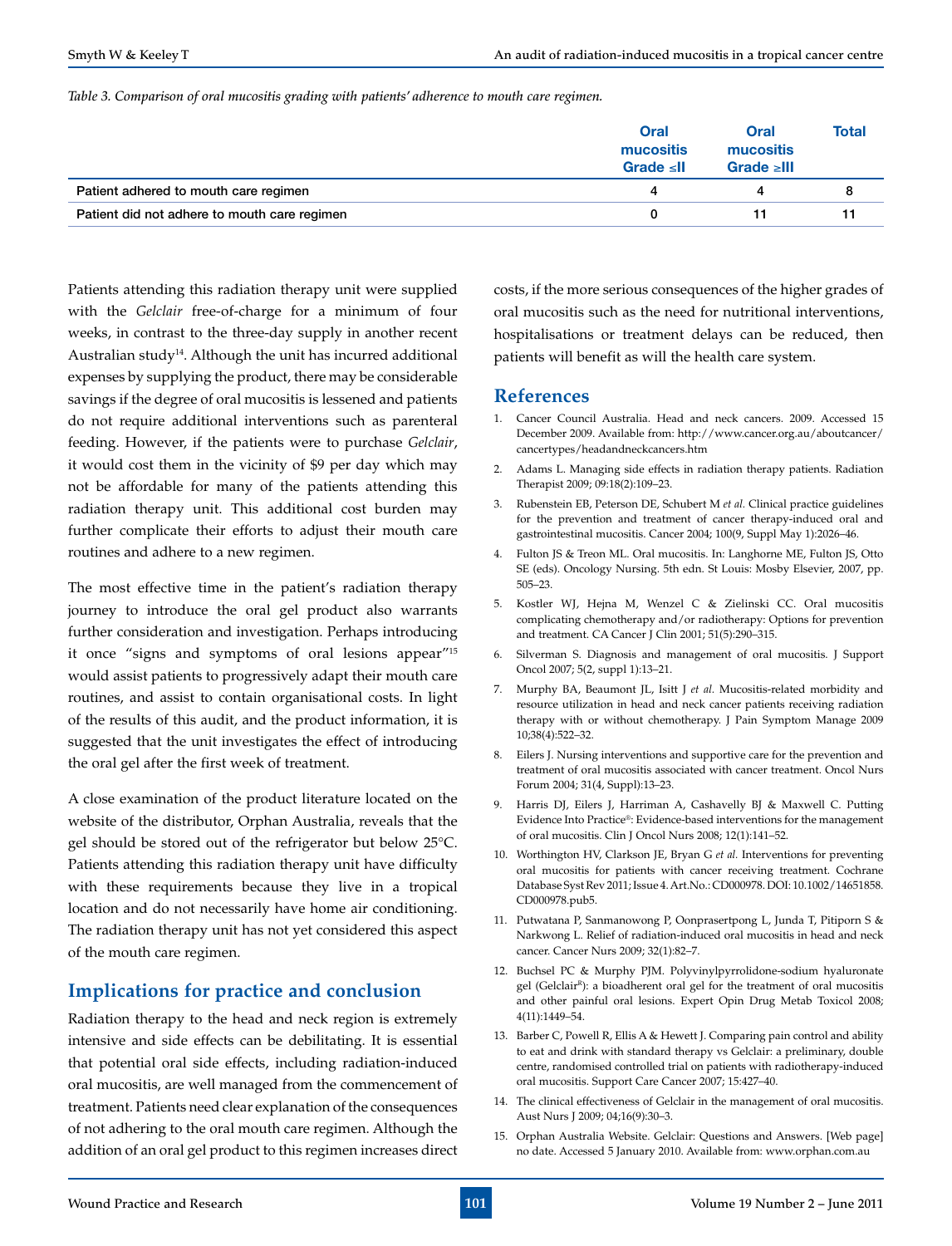*Table 3. Comparison of oral mucositis grading with patients' adherence to mouth care regimen.*

| | Oral mucositis Grade ≤II | Oral mucositis Grade ≥III | Total |
|---|---|---|---|
| Patient adhered to mouth care regimen | 4 | 4 | 8 |
| Patient did not adhere to mouth care regimen | 0 | 11 | 11 |

Patients attending this radiation therapy unit were supplied with the *Gelclair* free-of-charge for a minimum of four weeks, in contrast to the three-day supply in another recent Australian study[14]. Although the unit has incurred additional expenses by supplying the product, there may be considerable savings if the degree of oral mucositis is lessened and patients do not require additional interventions such as parenteral feeding. However, if the patients were to purchase *Gelclair*, it would cost them in the vicinity of $9 per day which may not be affordable for many of the patients attending this radiation therapy unit. This additional cost burden may further complicate their efforts to adjust their mouth care routines and adhere to a new regimen.

The most effective time in the patient's radiation therapy journey to introduce the oral gel product also warrants further consideration and investigation. Perhaps introducing it once "signs and symptoms of oral lesions appear"[15] would assist patients to progressively adapt their mouth care routines, and assist to contain organisational costs. In light of the results of this audit, and the product information, it is suggested that the unit investigates the effect of introducing the oral gel after the first week of treatment.

A close examination of the product literature located on the website of the distributor, Orphan Australia, reveals that the gel should be stored out of the refrigerator but below 25°C. Patients attending this radiation therapy unit have difficulty with these requirements because they live in a tropical location and do not necessarily have home air conditioning. The radiation therapy unit has not yet considered this aspect of the mouth care regimen.

## Implications for practice and conclusion

Radiation therapy to the head and neck region is extremely intensive and side effects can be debilitating. It is essential that potential oral side effects, including radiation-induced oral mucositis, are well managed from the commencement of treatment. Patients need clear explanation of the consequences of not adhering to the oral mouth care regimen. Although the addition of an oral gel product to this regimen increases direct costs, if the more serious consequences of the higher grades of oral mucositis such as the need for nutritional interventions, hospitalisations or treatment delays can be reduced, then patients will benefit as will the health care system.

## References

1. Cancer Council Australia. Head and neck cancers. 2009. Accessed 15 December 2009. Available from: http://www.cancer.org.au/aboutcancer/cancertypes/headandneckcancers.htm
2. Adams L. Managing side effects in radiation therapy patients. Radiation Therapist 2009; 09:18(2):109–23.
3. Rubenstein EB, Peterson DE, Schubert M *et al.* Clinical practice guidelines for the prevention and treatment of cancer therapy-induced oral and gastrointestinal mucositis. Cancer 2004; 100(9, Suppl May 1):2026–46.
4. Fulton JS & Treon ML. Oral mucositis. In: Langhorne ME, Fulton JS, Otto SE (eds). Oncology Nursing. 5th edn. St Louis: Mosby Elsevier, 2007, pp. 505–23.
5. Kostler WJ, Hejna M, Wenzel C & Zielinski CC. Oral mucositis complicating chemotherapy and/or radiotherapy: Options for prevention and treatment. CA Cancer J Clin 2001; 51(5):290–315.
6. Silverman S. Diagnosis and management of oral mucositis. J Support Oncol 2007; 5(2, suppl 1):13–21.
7. Murphy BA, Beaumont JL, Isitt J *et al.* Mucositis-related morbidity and resource utilization in head and neck cancer patients receiving radiation therapy with or without chemotherapy. J Pain Symptom Manage 2009 10;38(4):522–32.
8. Eilers J. Nursing interventions and supportive care for the prevention and treatment of oral mucositis associated with cancer treatment. Oncol Nurs Forum 2004; 31(4, Suppl):13–23.
9. Harris DJ, Eilers J, Harriman A, Cashavelly BJ & Maxwell C. Putting Evidence Into Practice®: Evidence-based interventions for the management of oral mucositis. Clin J Oncol Nurs 2008; 12(1):141–52.
10. Worthington HV, Clarkson JE, Bryan G *et al.* Interventions for preventing oral mucositis for patients with cancer receiving treatment. Cochrane Database Syst Rev 2011; Issue 4. Art.No.: CD000978. DOI: 10.1002/14651858.CD000978.pub5.
11. Putwatana P, Sanmanowong P, Oonprasertpong L, Junda T, Pitiporn S & Narkwong L. Relief of radiation-induced oral mucositis in head and neck cancer. Cancer Nurs 2009; 32(1):82–7.
12. Buchsel PC & Murphy PJM. Polyvinylpyrrolidone-sodium hyaluronate gel (Gelclair®): a bioadherent oral gel for the treatment of oral mucositis and other painful oral lesions. Expert Opin Drug Metab Toxicol 2008; 4(11):1449–54.
13. Barber C, Powell R, Ellis A & Hewett J. Comparing pain control and ability to eat and drink with standard therapy vs Gelclair: a preliminary, double centre, randomised controlled trial on patients with radiotherapy-induced oral mucositis. Support Care Cancer 2007; 15:427–40.
14. The clinical effectiveness of Gelclair in the management of oral mucositis. Aust Nurs J 2009; 04;16(9):30–3.
15. Orphan Australia Website. Gelclair: Questions and Answers. [Web page] no date. Accessed 5 January 2010. Available from: www.orphan.com.au